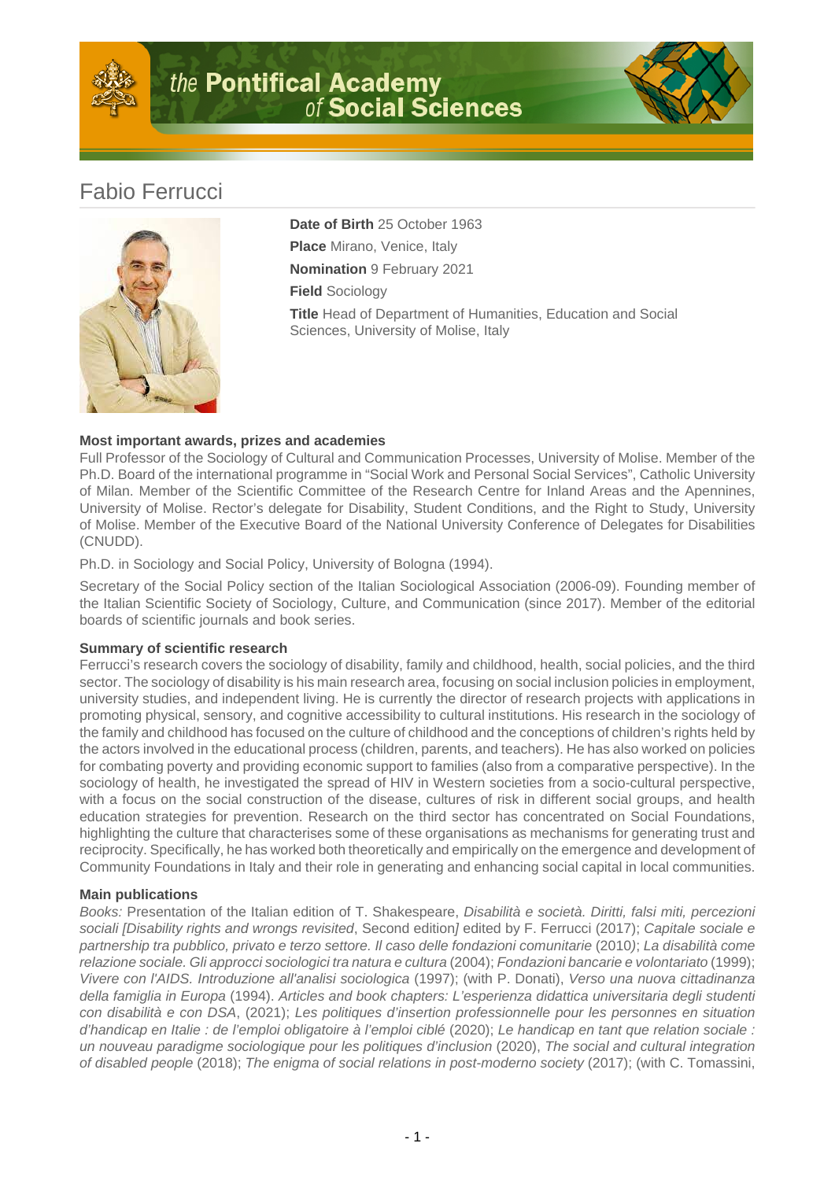# Fabio Ferrucci

**Date of Birth** 25 October 1963

**Place** Mirano, Venice, Italy

**Nomination** 9 February 2021

**Field** Sociology

**Title** Head of Department of Humanities, Education and Social Sciences, University of Molise, Italy

### Most important awards, prizes and academies

Full Professor of the Sociology of Cultural and Communication Processes, University of Molise. Member of the Ph.D. Board of the international programme in "Social Work and Personal Social Services", Catholic University of Milan. Member of the Scientific Committee of the Research Centre for Inland Areas and the Apennines, University of Molise. Rector's delegate for Disability, Student Conditions, and the Right to Study, University of Molise. Member of the Executive Board of the National University Conference of Delegates for Disabilities (CNUDD).

Ph.D. in Sociology and Social Policy, University of Bologna (1994).

Secretary of the Social Policy section of the Italian Sociological Association (2006-09). Founding member of the Italian Scientific Society of Sociology, Culture, and Communication (since 2017). Member of the editorial boards of scientific journals and book series.

### Summary of scientific research

Ferrucci's research covers the sociology of disability, family and childhood, health, social policies, and the third sector. The sociology of disability is his main research area, focusing on social inclusion policies in employment, university studies, and independent living. He is currently the director of research projects with applications in promoting physical, sensory, and cognitive accessibility to cultural institutions. His research in the sociology of the family and childhood has focused on the culture of childhood and the conceptions of children's rights held by the actors involved in the educational process (children, parents, and teachers). He has also worked on policies for combating poverty and providing economic support to families (also from a comparative perspective). In the sociology of health, he investigated the spread of HIV in Western societies from a socio-cultural perspective, with a focus on the social construction of the disease, cultures of risk in different social groups, and health education strategies for prevention. Research on the third sector has concentrated on Social Foundations, highlighting the culture that characterises some of these organisations as mechanisms for generating trust and reciprocity. Specifically, he has worked both theoretically and empirically on the emergence and development of Community Foundations in Italy and their role in generating and enhancing social capital in local communities.

### Main publications

*Books:* Presentation of the Italian edition of T. Shakespeare, *Disabilità e società. Diritti, falsi miti, percezioni sociali [Disability rights and wrongs revisited*, Second edition*]* edited by F. Ferrucci (2017); *Capitale sociale e partnership tra pubblico, privato e terzo settore. Il caso delle fondazioni comunitarie* (2010); *La disabilità come relazione sociale. Gli approcci sociologici tra natura e cultura* (2004); *Fondazioni bancarie e volontariato* (1999); *Vivere con l'AIDS. Introduzione all'analisi sociologica* (1997); (with P. Donati), *Verso una nuova cittadinanza della famiglia in Europa* (1994). *Articles and book chapters: L'esperienza didattica universitaria degli studenti con disabilità e con DSA*, (2021); *Les politiques d'insertion professionnelle pour les personnes en situation d'handicap en Italie : de l'emploi obligatoire à l'emploi ciblé* (2020); *Le handicap en tant que relation sociale : un nouveau paradigme sociologique pour les politiques d'inclusion* (2020), *The social and cultural integration of disabled people* (2018); *The enigma of social relations in post-moderno society* (2017); (with C. Tomassini,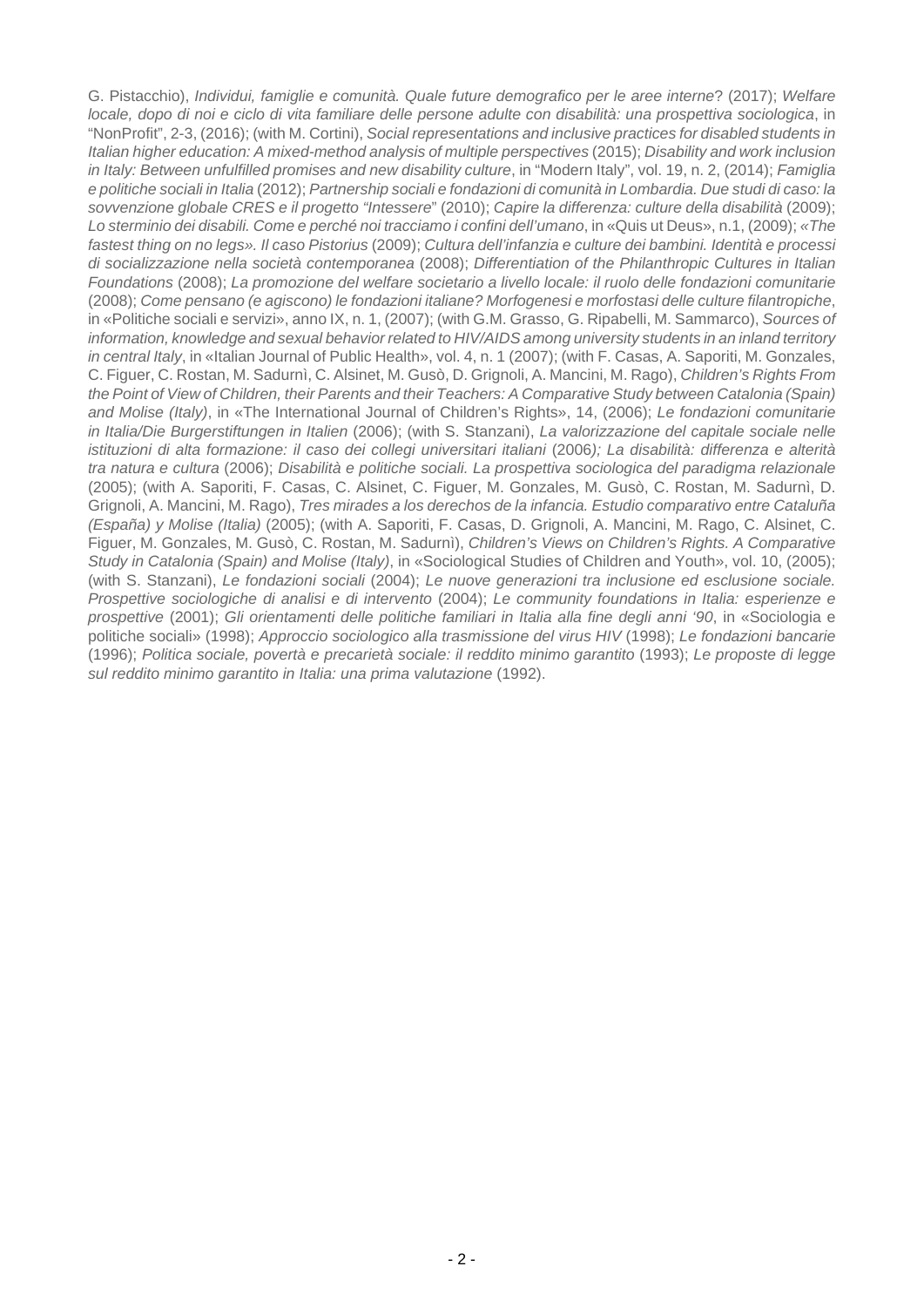G. Pistacchio), *Individui, famiglie e comunità. Quale future demografico per le aree interne*? (2017); *Welfare locale, dopo di noi e ciclo di vita familiare delle persone adulte con disabilità: una prospettiva sociologica*, in "NonProfit", 2-3, (2016); (with M. Cortini), *Social representations and inclusive practices for disabled students in Italian higher education: A mixed-method analysis of multiple perspectives* (2015); *Disability and work inclusion in Italy: Between unfulfilled promises and new disability culture*, in "Modern Italy", vol. 19, n. 2, (2014); *Famiglia e politiche sociali in Italia* (2012); *Partnership sociali e fondazioni di comunità in Lombardia. Due studi di caso: la sovvenzione globale CRES e il progetto "Intessere*" (2010); *Capire la differenza: culture della disabilità* (2009); *Lo sterminio dei disabili. Come e perché noi tracciamo i confini dell'umano*, in «Quis ut Deus», n.1, (2009); *«The fastest thing on no legs». Il caso Pistorius* (2009); *Cultura dell'infanzia e culture dei bambini. Identità e processi di socializzazione nella società contemporanea* (2008); *Differentiation of the Philanthropic Cultures in Italian Foundations* (2008); *La promozione del welfare societario a livello locale: il ruolo delle fondazioni comunitarie* (2008); *Come pensano (e agiscono) le fondazioni italiane? Morfogenesi e morfostasi delle culture filantropiche*, in «Politiche sociali e servizi», anno IX, n. 1, (2007); (with G.M. Grasso, G. Ripabelli, M. Sammarco), *Sources of information, knowledge and sexual behavior related to HIV/AIDS among university students in an inland territory in central Italy*, in «Italian Journal of Public Health», vol. 4, n. 1 (2007); (with F. Casas, A. Saporiti, M. Gonzales, C. Figuer, C. Rostan, M. Sadurnì, C. Alsinet, M. Gusò, D. Grignoli, A. Mancini, M. Rago), *Children's Rights From the Point of View of Children, their Parents and their Teachers: A Comparative Study between Catalonia (Spain) and Molise (Italy)*, in «The International Journal of Children's Rights», 14, (2006); *Le fondazioni comunitarie in Italia/Die Burgerstiftungen in Italien* (2006); (with S. Stanzani), *La valorizzazione del capitale sociale nelle istituzioni di alta formazione: il caso dei collegi universitari italiani* (2006*); La disabilità: differenza e alterità tra natura e cultura* (2006); *Disabilità e politiche sociali. La prospettiva sociologica del paradigma relazionale* (2005); (with A. Saporiti, F. Casas, C. Alsinet, C. Figuer, M. Gonzales, M. Gusò, C. Rostan, M. Sadurnì, D. Grignoli, A. Mancini, M. Rago), *Tres mirades a los derechos de la infancia. Estudio comparativo entre Cataluña (España) y Molise (Italia)* (2005); (with A. Saporiti, F. Casas, D. Grignoli, A. Mancini, M. Rago, C. Alsinet, C. Figuer, M. Gonzales, M. Gusò, C. Rostan, M. Sadurnì), *Children's Views on Children's Rights. A Comparative Study in Catalonia (Spain) and Molise (Italy)*, in «Sociological Studies of Children and Youth», vol. 10, (2005); (with S. Stanzani), *Le fondazioni sociali* (2004); *Le nuove generazioni tra inclusione ed esclusione sociale. Prospettive sociologiche di analisi e di intervento* (2004); *Le community foundations in Italia: esperienze e prospettive* (2001); *Gli orientamenti delle politiche familiari in Italia alla fine degli anni '90*, in «Sociologia e politiche sociali» (1998); *Approccio sociologico alla trasmissione del virus HIV* (1998); *Le fondazioni bancarie* (1996); *Politica sociale, povertà e precarietà sociale: il reddito minimo garantito* (1993); *Le proposte di legge sul reddito minimo garantito in Italia: una prima valutazione* (1992).